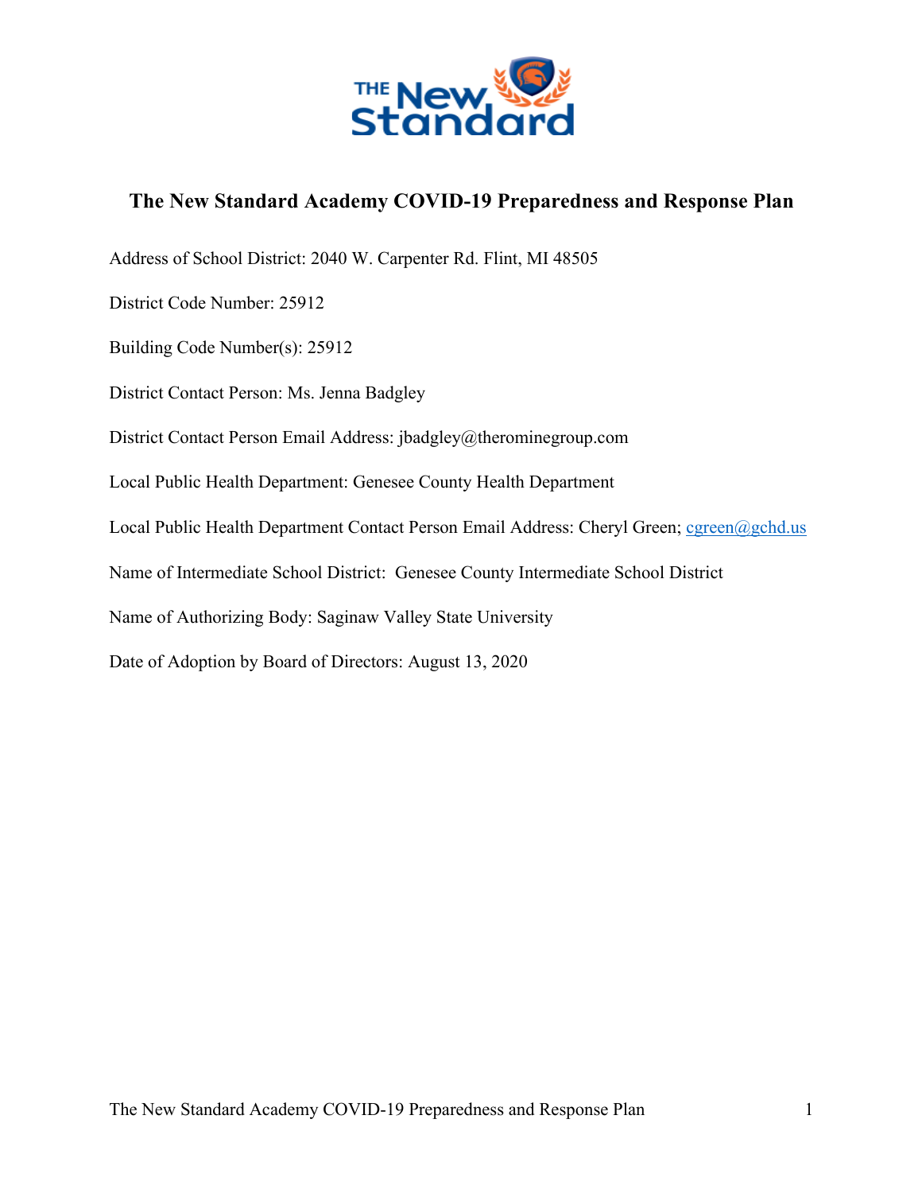# The New Standard Academy COVID-19 Preparedness and Response Plan

Address of School District: 2040 W. Carpenter Rd. Flint, MI 48505

District Code Number: 25912

Building Code Number(s): 25912

District Contact Person: Ms. Jenna Badgley

District Contact Person Email Address: jbadgley@therominegroup.com

Local Public Health Department: Genesee County Health Department

Local Public Health Department Contact Person Email Address: Cheryl Green; cgreen@gchd.us

Name of Intermediate School District: Genesee County Intermediate School District

Name of Authorizing Body: Saginaw Valley State University

Date of Adoption by Board of Directors: August 13, 2020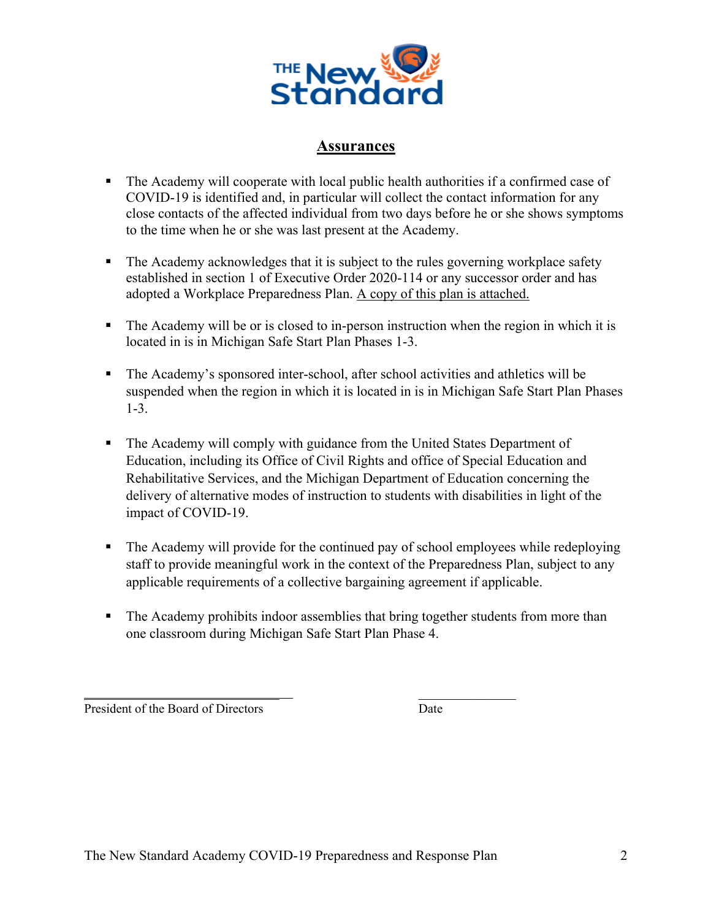## Assurances

- The Academy will cooperate with local public health authorities if a confirmed case of COVID-19 is identified and, in particular will collect the contact information for any close contacts of the affected individual from two days before he or she shows symptoms to the time when he or she was last present at the Academy.

- The Academy acknowledges that it is subject to the rules governing workplace safety established in section 1 of Executive Order 2020-114 or any successor order and has adopted a Workplace Preparedness Plan. A copy of this plan is attached.

- The Academy will be or is closed to in-person instruction when the region in which it is located in is in Michigan Safe Start Plan Phases 1-3.

- The Academy's sponsored inter-school, after school activities and athletics will be suspended when the region in which it is located in is in Michigan Safe Start Plan Phases 1-3.

- The Academy will comply with guidance from the United States Department of Education, including its Office of Civil Rights and office of Special Education and Rehabilitative Services, and the Michigan Department of Education concerning the delivery of alternative modes of instruction to students with disabilities in light of the impact of COVID-19.

- The Academy will provide for the continued pay of school employees while redeploying staff to provide meaningful work in the context of the Preparedness Plan, subject to any applicable requirements of a collective bargaining agreement if applicable.

- The Academy prohibits indoor assemblies that bring together students from more than one classroom during Michigan Safe Start Plan Phase 4.

\_\_\_\_\_\_\_\_\_\_\_\_\_\_\_\_\_\_\_\_\_\_\_\_\_\_\_\_\_\_\_\_ \_\_\_\_\_\_\_\_\_\_\_\_\_\_\_\_

President of the Board of Directors Date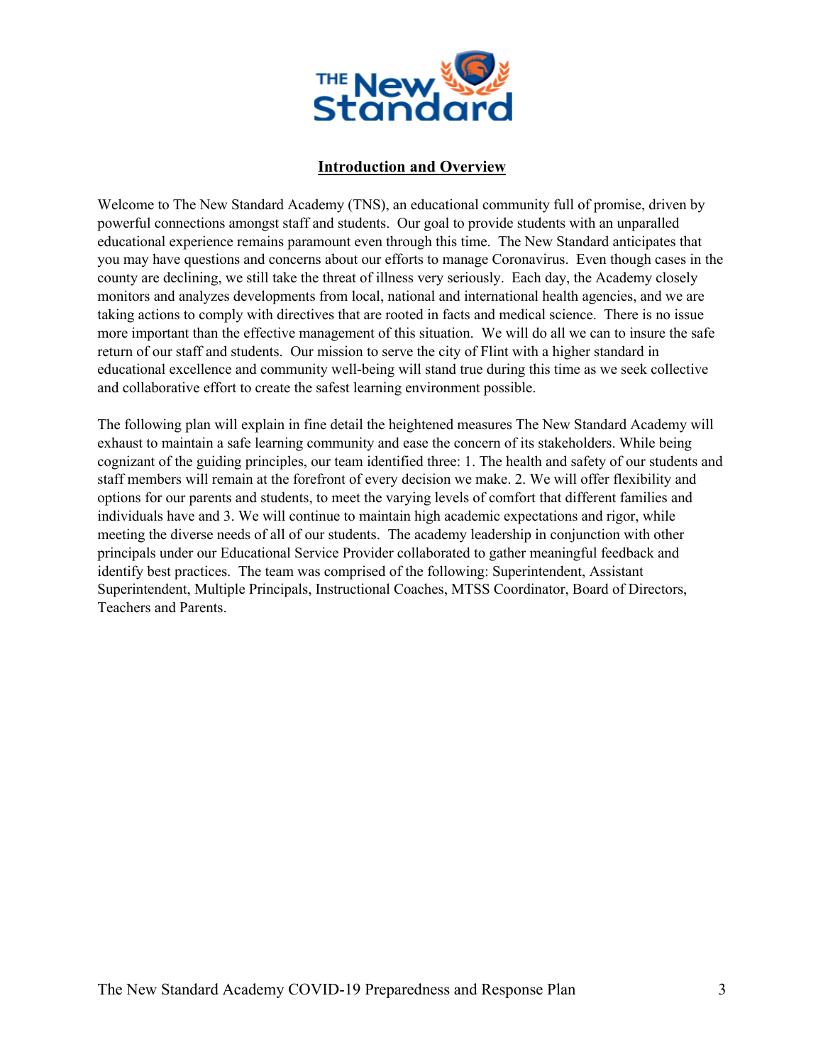## Introduction and Overview

Welcome to The New Standard Academy (TNS), an educational community full of promise, driven by powerful connections amongst staff and students. Our goal to provide students with an unparalled educational experience remains paramount even through this time. The New Standard anticipates that you may have questions and concerns about our efforts to manage Coronavirus. Even though cases in the county are declining, we still take the threat of illness very seriously. Each day, the Academy closely monitors and analyzes developments from local, national and international health agencies, and we are taking actions to comply with directives that are rooted in facts and medical science. There is no issue more important than the effective management of this situation. We will do all we can to insure the safe return of our staff and students. Our mission to serve the city of Flint with a higher standard in educational excellence and community well-being will stand true during this time as we seek collective and collaborative effort to create the safest learning environment possible.

The following plan will explain in fine detail the heightened measures The New Standard Academy will exhaust to maintain a safe learning community and ease the concern of its stakeholders. While being cognizant of the guiding principles, our team identified three: 1. The health and safety of our students and staff members will remain at the forefront of every decision we make. 2. We will offer flexibility and options for our parents and students, to meet the varying levels of comfort that different families and individuals have and 3. We will continue to maintain high academic expectations and rigor, while meeting the diverse needs of all of our students. The academy leadership in conjunction with other principals under our Educational Service Provider collaborated to gather meaningful feedback and identify best practices. The team was comprised of the following: Superintendent, Assistant Superintendent, Multiple Principals, Instructional Coaches, MTSS Coordinator, Board of Directors, Teachers and Parents.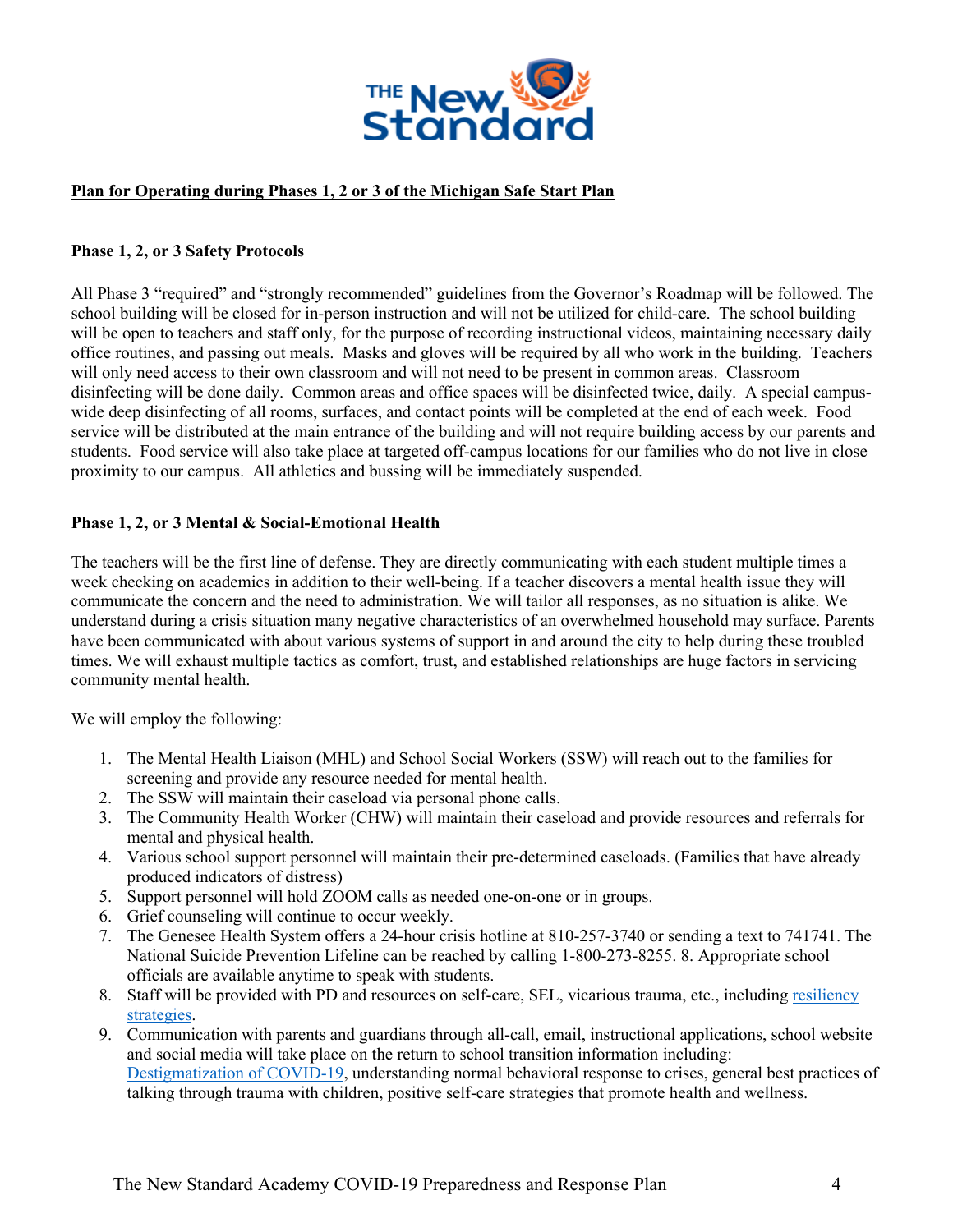## Plan for Operating during Phases 1, 2 or 3 of the Michigan Safe Start Plan

### Phase 1, 2, or 3 Safety Protocols

All Phase 3 "required" and "strongly recommended" guidelines from the Governor's Roadmap will be followed. The school building will be closed for in-person instruction and will not be utilized for child-care. The school building will be open to teachers and staff only, for the purpose of recording instructional videos, maintaining necessary daily office routines, and passing out meals. Masks and gloves will be required by all who work in the building. Teachers will only need access to their own classroom and will not need to be present in common areas. Classroom disinfecting will be done daily. Common areas and office spaces will be disinfected twice, daily. A special campus-wide deep disinfecting of all rooms, surfaces, and contact points will be completed at the end of each week. Food service will be distributed at the main entrance of the building and will not require building access by our parents and students. Food service will also take place at targeted off-campus locations for our families who do not live in close proximity to our campus. All athletics and bussing will be immediately suspended.

### Phase 1, 2, or 3 Mental & Social-Emotional Health

The teachers will be the first line of defense. They are directly communicating with each student multiple times a week checking on academics in addition to their well-being. If a teacher discovers a mental health issue they will communicate the concern and the need to administration. We will tailor all responses, as no situation is alike. We understand during a crisis situation many negative characteristics of an overwhelmed household may surface. Parents have been communicated with about various systems of support in and around the city to help during these troubled times. We will exhaust multiple tactics as comfort, trust, and established relationships are huge factors in servicing community mental health.

We will employ the following:

1. The Mental Health Liaison (MHL) and School Social Workers (SSW) will reach out to the families for screening and provide any resource needed for mental health.
2. The SSW will maintain their caseload via personal phone calls.
3. The Community Health Worker (CHW) will maintain their caseload and provide resources and referrals for mental and physical health.
4. Various school support personnel will maintain their pre-determined caseloads. (Families that have already produced indicators of distress)
5. Support personnel will hold ZOOM calls as needed one-on-one or in groups.
6. Grief counseling will continue to occur weekly.
7. The Genesee Health System offers a 24-hour crisis hotline at 810-257-3740 or sending a text to 741741. The National Suicide Prevention Lifeline can be reached by calling 1-800-273-8255. 8. Appropriate school officials are available anytime to speak with students.
8. Staff will be provided with PD and resources on self-care, SEL, vicarious trauma, etc., including resiliency strategies.
9. Communication with parents and guardians through all-call, email, instructional applications, school website and social media will take place on the return to school transition information including: Destigmatization of COVID-19, understanding normal behavioral response to crises, general best practices of talking through trauma with children, positive self-care strategies that promote health and wellness.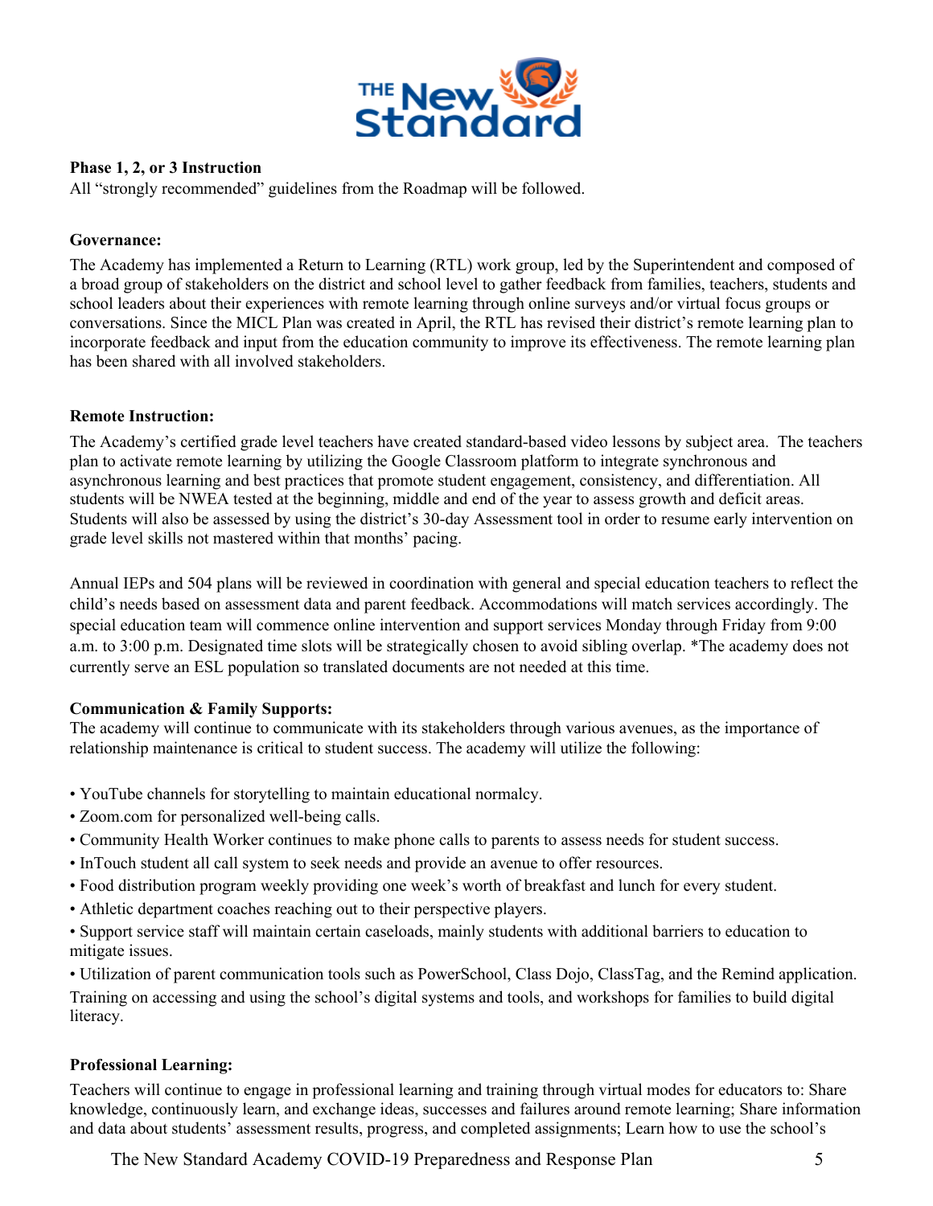**Phase 1, 2, or 3 Instruction**

All "strongly recommended" guidelines from the Roadmap will be followed.

**Governance:**

The Academy has implemented a Return to Learning (RTL) work group, led by the Superintendent and composed of a broad group of stakeholders on the district and school level to gather feedback from families, teachers, students and school leaders about their experiences with remote learning through online surveys and/or virtual focus groups or conversations. Since the MICL Plan was created in April, the RTL has revised their district's remote learning plan to incorporate feedback and input from the education community to improve its effectiveness. The remote learning plan has been shared with all involved stakeholders.

**Remote Instruction:**

The Academy's certified grade level teachers have created standard-based video lessons by subject area. The teachers plan to activate remote learning by utilizing the Google Classroom platform to integrate synchronous and asynchronous learning and best practices that promote student engagement, consistency, and differentiation. All students will be NWEA tested at the beginning, middle and end of the year to assess growth and deficit areas. Students will also be assessed by using the district's 30-day Assessment tool in order to resume early intervention on grade level skills not mastered within that months' pacing.

Annual IEPs and 504 plans will be reviewed in coordination with general and special education teachers to reflect the child's needs based on assessment data and parent feedback. Accommodations will match services accordingly. The special education team will commence online intervention and support services Monday through Friday from 9:00 a.m. to 3:00 p.m. Designated time slots will be strategically chosen to avoid sibling overlap. *The academy does not currently serve an ESL population so translated documents are not needed at this time.

**Communication & Family Supports:**

The academy will continue to communicate with its stakeholders through various avenues, as the importance of relationship maintenance is critical to student success. The academy will utilize the following:

- YouTube channels for storytelling to maintain educational normalcy.
- Zoom.com for personalized well-being calls.
- Community Health Worker continues to make phone calls to parents to assess needs for student success.
- InTouch student all call system to seek needs and provide an avenue to offer resources.
- Food distribution program weekly providing one week's worth of breakfast and lunch for every student.
- Athletic department coaches reaching out to their perspective players.
- Support service staff will maintain certain caseloads, mainly students with additional barriers to education to mitigate issues.
- Utilization of parent communication tools such as PowerSchool, Class Dojo, ClassTag, and the Remind application.

Training on accessing and using the school's digital systems and tools, and workshops for families to build digital literacy.

**Professional Learning:**

Teachers will continue to engage in professional learning and training through virtual modes for educators to: Share knowledge, continuously learn, and exchange ideas, successes and failures around remote learning; Share information and data about students' assessment results, progress, and completed assignments; Learn how to use the school's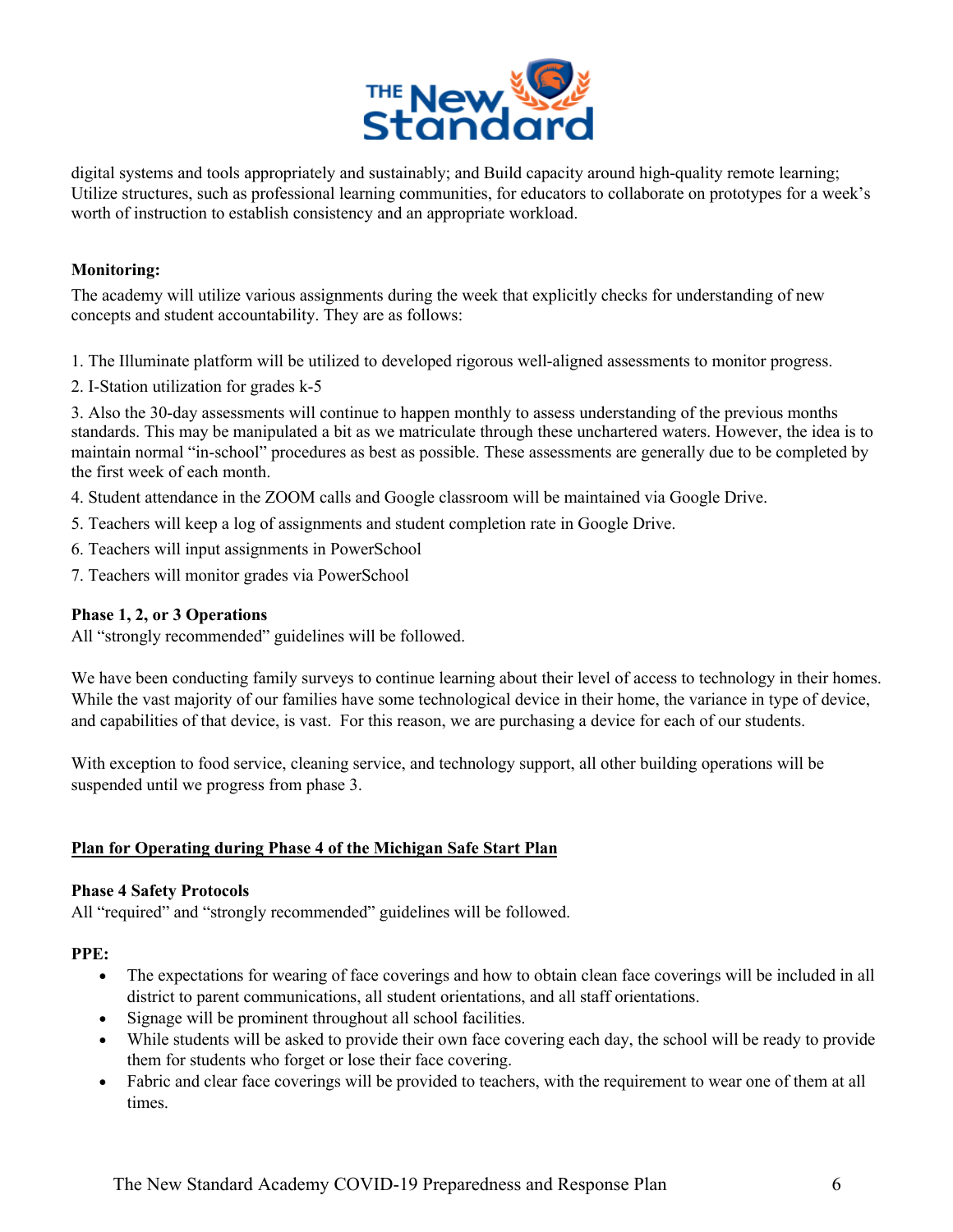digital systems and tools appropriately and sustainably; and Build capacity around high-quality remote learning; Utilize structures, such as professional learning communities, for educators to collaborate on prototypes for a week's worth of instruction to establish consistency and an appropriate workload.

**Monitoring:**

The academy will utilize various assignments during the week that explicitly checks for understanding of new concepts and student accountability. They are as follows:

1. The Illuminate platform will be utilized to developed rigorous well-aligned assessments to monitor progress.
2. I-Station utilization for grades k-5
3. Also the 30-day assessments will continue to happen monthly to assess understanding of the previous months standards. This may be manipulated a bit as we matriculate through these unchartered waters. However, the idea is to maintain normal "in-school" procedures as best as possible. These assessments are generally due to be completed by the first week of each month.
4. Student attendance in the ZOOM calls and Google classroom will be maintained via Google Drive.
5. Teachers will keep a log of assignments and student completion rate in Google Drive.
6. Teachers will input assignments in PowerSchool
7. Teachers will monitor grades via PowerSchool

**Phase 1, 2, or 3 Operations**

All "strongly recommended" guidelines will be followed.

We have been conducting family surveys to continue learning about their level of access to technology in their homes. While the vast majority of our families have some technological device in their home, the variance in type of device, and capabilities of that device, is vast. For this reason, we are purchasing a device for each of our students.

With exception to food service, cleaning service, and technology support, all other building operations will be suspended until we progress from phase 3.

## Plan for Operating during Phase 4 of the Michigan Safe Start Plan

**Phase 4 Safety Protocols**

All "required" and "strongly recommended" guidelines will be followed.

**PPE:**

- The expectations for wearing of face coverings and how to obtain clean face coverings will be included in all district to parent communications, all student orientations, and all staff orientations.
- Signage will be prominent throughout all school facilities.
- While students will be asked to provide their own face covering each day, the school will be ready to provide them for students who forget or lose their face covering.
- Fabric and clear face coverings will be provided to teachers, with the requirement to wear one of them at all times.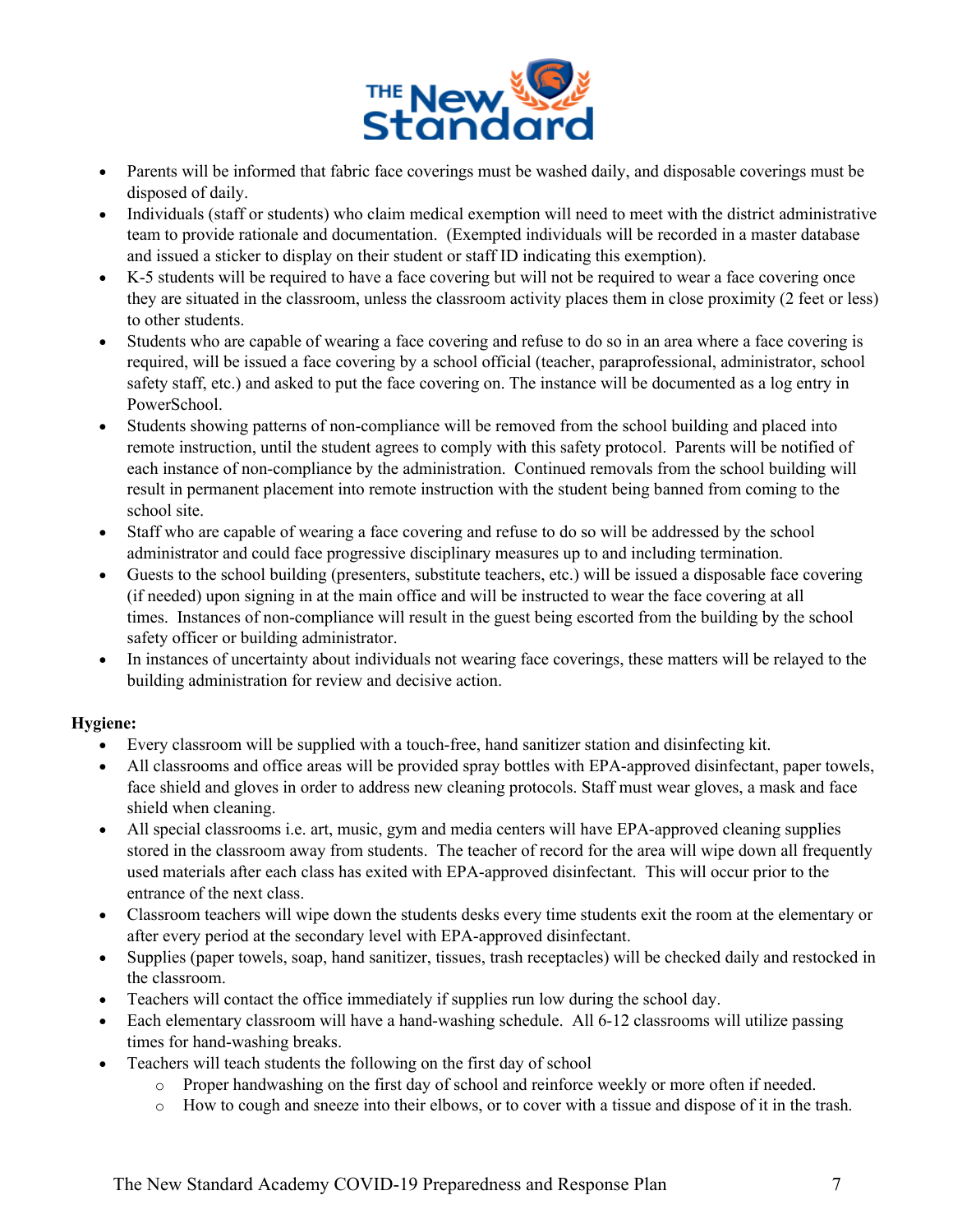- Parents will be informed that fabric face coverings must be washed daily, and disposable coverings must be disposed of daily.
- Individuals (staff or students) who claim medical exemption will need to meet with the district administrative team to provide rationale and documentation. (Exempted individuals will be recorded in a master database and issued a sticker to display on their student or staff ID indicating this exemption).
- K-5 students will be required to have a face covering but will not be required to wear a face covering once they are situated in the classroom, unless the classroom activity places them in close proximity (2 feet or less) to other students.
- Students who are capable of wearing a face covering and refuse to do so in an area where a face covering is required, will be issued a face covering by a school official (teacher, paraprofessional, administrator, school safety staff, etc.) and asked to put the face covering on. The instance will be documented as a log entry in PowerSchool.
- Students showing patterns of non-compliance will be removed from the school building and placed into remote instruction, until the student agrees to comply with this safety protocol. Parents will be notified of each instance of non-compliance by the administration. Continued removals from the school building will result in permanent placement into remote instruction with the student being banned from coming to the school site.
- Staff who are capable of wearing a face covering and refuse to do so will be addressed by the school administrator and could face progressive disciplinary measures up to and including termination.
- Guests to the school building (presenters, substitute teachers, etc.) will be issued a disposable face covering (if needed) upon signing in at the main office and will be instructed to wear the face covering at all times. Instances of non-compliance will result in the guest being escorted from the building by the school safety officer or building administrator.
- In instances of uncertainty about individuals not wearing face coverings, these matters will be relayed to the building administration for review and decisive action.

**Hygiene:**

- Every classroom will be supplied with a touch-free, hand sanitizer station and disinfecting kit.
- All classrooms and office areas will be provided spray bottles with EPA-approved disinfectant, paper towels, face shield and gloves in order to address new cleaning protocols. Staff must wear gloves, a mask and face shield when cleaning.
- All special classrooms i.e. art, music, gym and media centers will have EPA-approved cleaning supplies stored in the classroom away from students. The teacher of record for the area will wipe down all frequently used materials after each class has exited with EPA-approved disinfectant. This will occur prior to the entrance of the next class.
- Classroom teachers will wipe down the students desks every time students exit the room at the elementary or after every period at the secondary level with EPA-approved disinfectant.
- Supplies (paper towels, soap, hand sanitizer, tissues, trash receptacles) will be checked daily and restocked in the classroom.
- Teachers will contact the office immediately if supplies run low during the school day.
- Each elementary classroom will have a hand-washing schedule. All 6-12 classrooms will utilize passing times for hand-washing breaks.
- Teachers will teach students the following on the first day of school
  - Proper handwashing on the first day of school and reinforce weekly or more often if needed.
  - How to cough and sneeze into their elbows, or to cover with a tissue and dispose of it in the trash.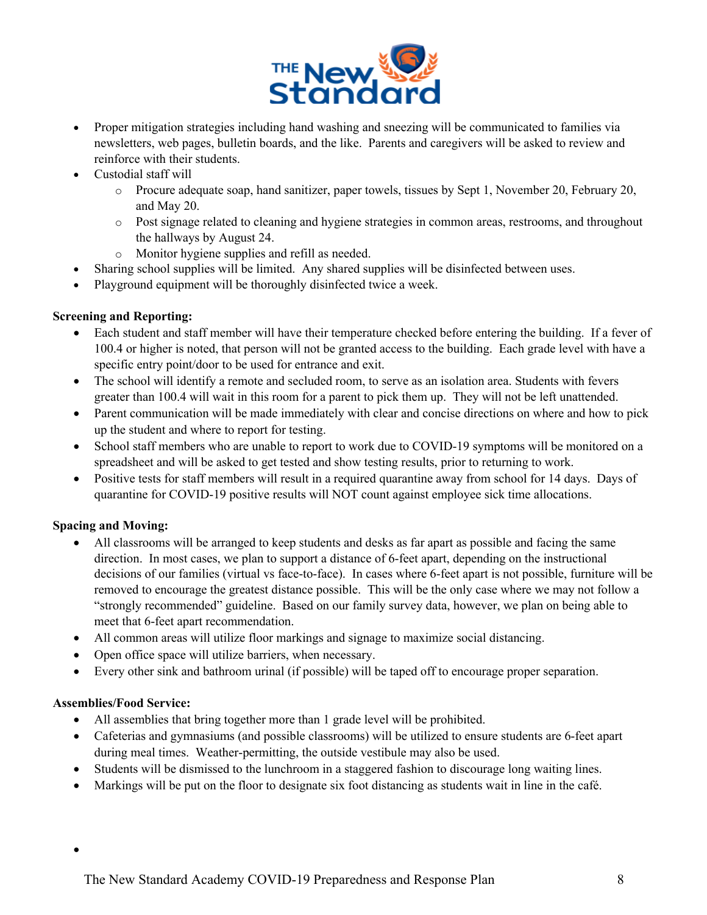- Proper mitigation strategies including hand washing and sneezing will be communicated to families via newsletters, web pages, bulletin boards, and the like. Parents and caregivers will be asked to review and reinforce with their students.
- Custodial staff will
  - Procure adequate soap, hand sanitizer, paper towels, tissues by Sept 1, November 20, February 20, and May 20.
  - Post signage related to cleaning and hygiene strategies in common areas, restrooms, and throughout the hallways by August 24.
  - Monitor hygiene supplies and refill as needed.
- Sharing school supplies will be limited. Any shared supplies will be disinfected between uses.
- Playground equipment will be thoroughly disinfected twice a week.

**Screening and Reporting:**

- Each student and staff member will have their temperature checked before entering the building. If a fever of 100.4 or higher is noted, that person will not be granted access to the building. Each grade level with have a specific entry point/door to be used for entrance and exit.
- The school will identify a remote and secluded room, to serve as an isolation area. Students with fevers greater than 100.4 will wait in this room for a parent to pick them up. They will not be left unattended.
- Parent communication will be made immediately with clear and concise directions on where and how to pick up the student and where to report for testing.
- School staff members who are unable to report to work due to COVID-19 symptoms will be monitored on a spreadsheet and will be asked to get tested and show testing results, prior to returning to work.
- Positive tests for staff members will result in a required quarantine away from school for 14 days. Days of quarantine for COVID-19 positive results will NOT count against employee sick time allocations.

**Spacing and Moving:**

- All classrooms will be arranged to keep students and desks as far apart as possible and facing the same direction. In most cases, we plan to support a distance of 6-feet apart, depending on the instructional decisions of our families (virtual vs face-to-face). In cases where 6-feet apart is not possible, furniture will be removed to encourage the greatest distance possible. This will be the only case where we may not follow a "strongly recommended" guideline. Based on our family survey data, however, we plan on being able to meet that 6-feet apart recommendation.
- All common areas will utilize floor markings and signage to maximize social distancing.
- Open office space will utilize barriers, when necessary.
- Every other sink and bathroom urinal (if possible) will be taped off to encourage proper separation.

**Assemblies/Food Service:**

- All assemblies that bring together more than 1 grade level will be prohibited.
- Cafeterias and gymnasiums (and possible classrooms) will be utilized to ensure students are 6-feet apart during meal times. Weather-permitting, the outside vestibule may also be used.
- Students will be dismissed to the lunchroom in a staggered fashion to discourage long waiting lines.
- Markings will be put on the floor to designate six foot distancing as students wait in line in the café.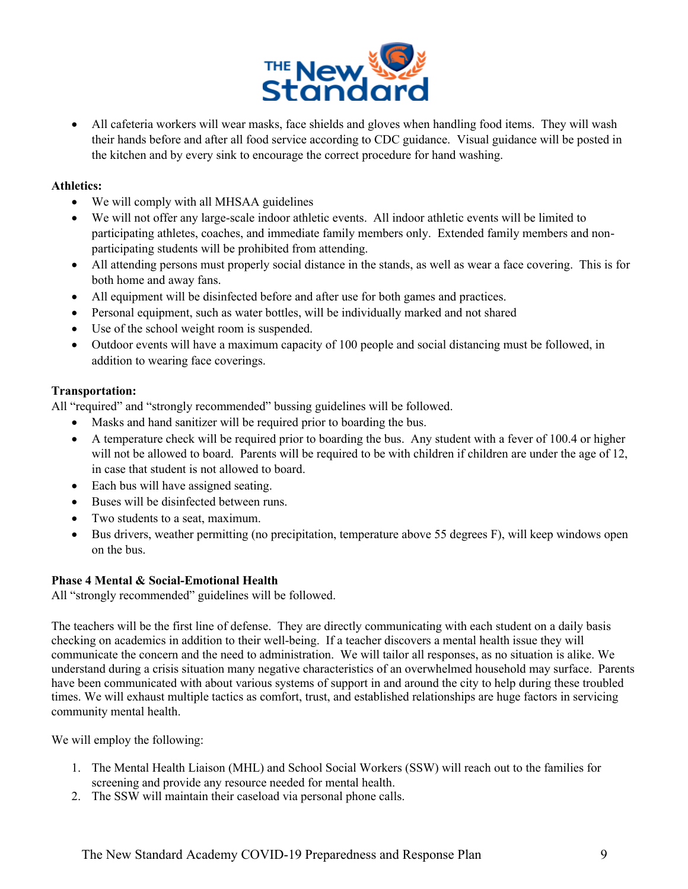- All cafeteria workers will wear masks, face shields and gloves when handling food items. They will wash their hands before and after all food service according to CDC guidance. Visual guidance will be posted in the kitchen and by every sink to encourage the correct procedure for hand washing.

**Athletics:**

- We will comply with all MHSAA guidelines
- We will not offer any large-scale indoor athletic events. All indoor athletic events will be limited to participating athletes, coaches, and immediate family members only. Extended family members and non-participating students will be prohibited from attending.
- All attending persons must properly social distance in the stands, as well as wear a face covering. This is for both home and away fans.
- All equipment will be disinfected before and after use for both games and practices.
- Personal equipment, such as water bottles, will be individually marked and not shared
- Use of the school weight room is suspended.
- Outdoor events will have a maximum capacity of 100 people and social distancing must be followed, in addition to wearing face coverings.

**Transportation:**

All "required" and "strongly recommended" bussing guidelines will be followed.

- Masks and hand sanitizer will be required prior to boarding the bus.
- A temperature check will be required prior to boarding the bus. Any student with a fever of 100.4 or higher will not be allowed to board. Parents will be required to be with children if children are under the age of 12, in case that student is not allowed to board.
- Each bus will have assigned seating.
- Buses will be disinfected between runs.
- Two students to a seat, maximum.
- Bus drivers, weather permitting (no precipitation, temperature above 55 degrees F), will keep windows open on the bus.

**Phase 4 Mental & Social-Emotional Health**

All "strongly recommended" guidelines will be followed.

The teachers will be the first line of defense. They are directly communicating with each student on a daily basis checking on academics in addition to their well-being. If a teacher discovers a mental health issue they will communicate the concern and the need to administration. We will tailor all responses, as no situation is alike. We understand during a crisis situation many negative characteristics of an overwhelmed household may surface. Parents have been communicated with about various systems of support in and around the city to help during these troubled times. We will exhaust multiple tactics as comfort, trust, and established relationships are huge factors in servicing community mental health.

We will employ the following:

1. The Mental Health Liaison (MHL) and School Social Workers (SSW) will reach out to the families for screening and provide any resource needed for mental health.
2. The SSW will maintain their caseload via personal phone calls.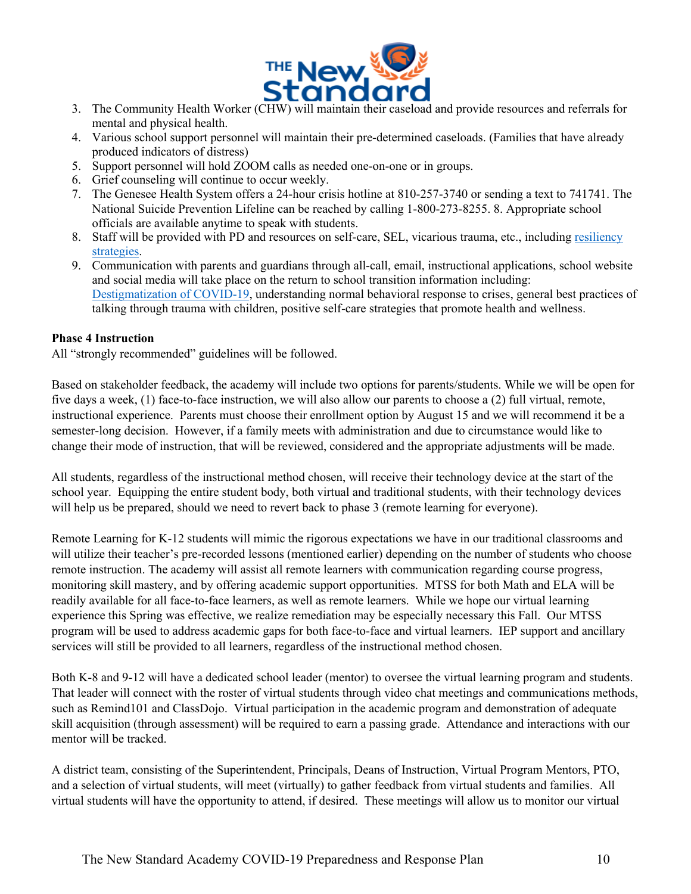3. The Community Health Worker (CHW) will maintain their caseload and provide resources and referrals for mental and physical health.
4. Various school support personnel will maintain their pre-determined caseloads. (Families that have already produced indicators of distress)
5. Support personnel will hold ZOOM calls as needed one-on-one or in groups.
6. Grief counseling will continue to occur weekly.
7. The Genesee Health System offers a 24-hour crisis hotline at 810-257-3740 or sending a text to 741741. The National Suicide Prevention Lifeline can be reached by calling 1-800-273-8255. 8. Appropriate school officials are available anytime to speak with students.
8. Staff will be provided with PD and resources on self-care, SEL, vicarious trauma, etc., including resiliency strategies.
9. Communication with parents and guardians through all-call, email, instructional applications, school website and social media will take place on the return to school transition information including: Destigmatization of COVID-19, understanding normal behavioral response to crises, general best practices of talking through trauma with children, positive self-care strategies that promote health and wellness.

**Phase 4 Instruction**

All "strongly recommended" guidelines will be followed.

Based on stakeholder feedback, the academy will include two options for parents/students. While we will be open for five days a week, (1) face-to-face instruction, we will also allow our parents to choose a (2) full virtual, remote, instructional experience. Parents must choose their enrollment option by August 15 and we will recommend it be a semester-long decision. However, if a family meets with administration and due to circumstance would like to change their mode of instruction, that will be reviewed, considered and the appropriate adjustments will be made.

All students, regardless of the instructional method chosen, will receive their technology device at the start of the school year. Equipping the entire student body, both virtual and traditional students, with their technology devices will help us be prepared, should we need to revert back to phase 3 (remote learning for everyone).

Remote Learning for K-12 students will mimic the rigorous expectations we have in our traditional classrooms and will utilize their teacher's pre-recorded lessons (mentioned earlier) depending on the number of students who choose remote instruction. The academy will assist all remote learners with communication regarding course progress, monitoring skill mastery, and by offering academic support opportunities. MTSS for both Math and ELA will be readily available for all face-to-face learners, as well as remote learners. While we hope our virtual learning experience this Spring was effective, we realize remediation may be especially necessary this Fall. Our MTSS program will be used to address academic gaps for both face-to-face and virtual learners. IEP support and ancillary services will still be provided to all learners, regardless of the instructional method chosen.

Both K-8 and 9-12 will have a dedicated school leader (mentor) to oversee the virtual learning program and students. That leader will connect with the roster of virtual students through video chat meetings and communications methods, such as Remind101 and ClassDojo. Virtual participation in the academic program and demonstration of adequate skill acquisition (through assessment) will be required to earn a passing grade. Attendance and interactions with our mentor will be tracked.

A district team, consisting of the Superintendent, Principals, Deans of Instruction, Virtual Program Mentors, PTO, and a selection of virtual students, will meet (virtually) to gather feedback from virtual students and families. All virtual students will have the opportunity to attend, if desired. These meetings will allow us to monitor our virtual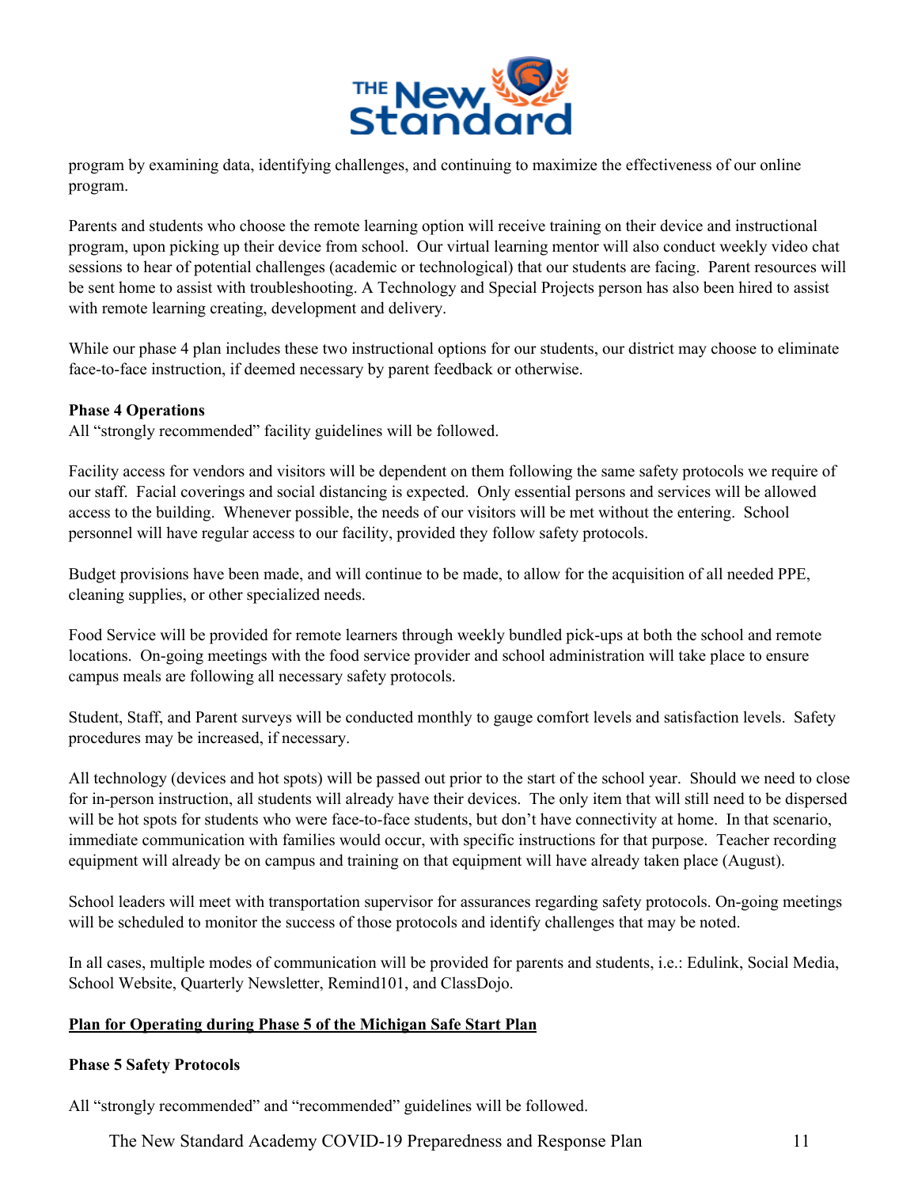program by examining data, identifying challenges, and continuing to maximize the effectiveness of our online program.

Parents and students who choose the remote learning option will receive training on their device and instructional program, upon picking up their device from school. Our virtual learning mentor will also conduct weekly video chat sessions to hear of potential challenges (academic or technological) that our students are facing. Parent resources will be sent home to assist with troubleshooting. A Technology and Special Projects person has also been hired to assist with remote learning creating, development and delivery.

While our phase 4 plan includes these two instructional options for our students, our district may choose to eliminate face-to-face instruction, if deemed necessary by parent feedback or otherwise.

**Phase 4 Operations**

All "strongly recommended" facility guidelines will be followed.

Facility access for vendors and visitors will be dependent on them following the same safety protocols we require of our staff. Facial coverings and social distancing is expected. Only essential persons and services will be allowed access to the building. Whenever possible, the needs of our visitors will be met without the entering. School personnel will have regular access to our facility, provided they follow safety protocols.

Budget provisions have been made, and will continue to be made, to allow for the acquisition of all needed PPE, cleaning supplies, or other specialized needs.

Food Service will be provided for remote learners through weekly bundled pick-ups at both the school and remote locations. On-going meetings with the food service provider and school administration will take place to ensure campus meals are following all necessary safety protocols.

Student, Staff, and Parent surveys will be conducted monthly to gauge comfort levels and satisfaction levels. Safety procedures may be increased, if necessary.

All technology (devices and hot spots) will be passed out prior to the start of the school year. Should we need to close for in-person instruction, all students will already have their devices. The only item that will still need to be dispersed will be hot spots for students who were face-to-face students, but don't have connectivity at home. In that scenario, immediate communication with families would occur, with specific instructions for that purpose. Teacher recording equipment will already be on campus and training on that equipment will have already taken place (August).

School leaders will meet with transportation supervisor for assurances regarding safety protocols. On-going meetings will be scheduled to monitor the success of those protocols and identify challenges that may be noted.

In all cases, multiple modes of communication will be provided for parents and students, i.e.: Edulink, Social Media, School Website, Quarterly Newsletter, Remind101, and ClassDojo.

## Plan for Operating during Phase 5 of the Michigan Safe Start Plan

**Phase 5 Safety Protocols**

All "strongly recommended" and "recommended" guidelines will be followed.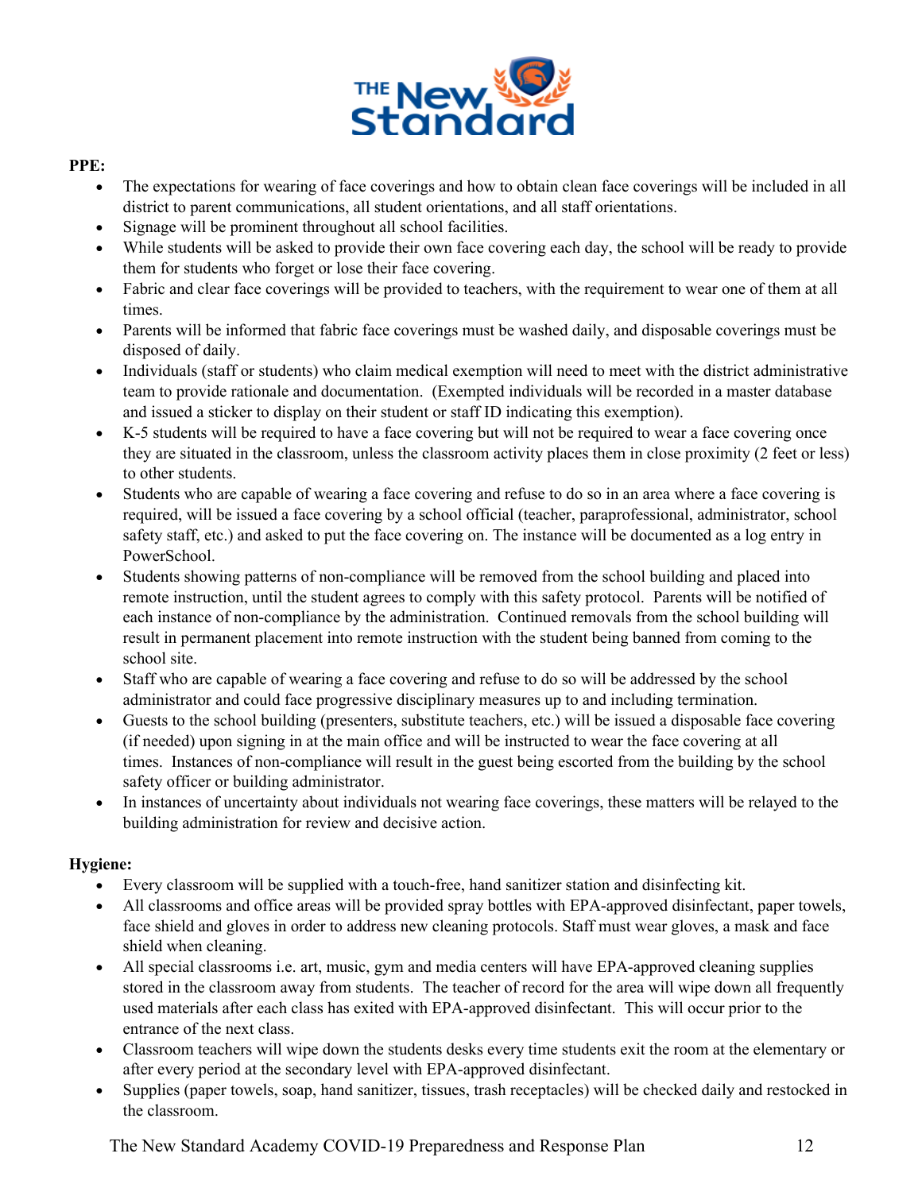**PPE:**

- The expectations for wearing of face coverings and how to obtain clean face coverings will be included in all district to parent communications, all student orientations, and all staff orientations.
- Signage will be prominent throughout all school facilities.
- While students will be asked to provide their own face covering each day, the school will be ready to provide them for students who forget or lose their face covering.
- Fabric and clear face coverings will be provided to teachers, with the requirement to wear one of them at all times.
- Parents will be informed that fabric face coverings must be washed daily, and disposable coverings must be disposed of daily.
- Individuals (staff or students) who claim medical exemption will need to meet with the district administrative team to provide rationale and documentation. (Exempted individuals will be recorded in a master database and issued a sticker to display on their student or staff ID indicating this exemption).
- K-5 students will be required to have a face covering but will not be required to wear a face covering once they are situated in the classroom, unless the classroom activity places them in close proximity (2 feet or less) to other students.
- Students who are capable of wearing a face covering and refuse to do so in an area where a face covering is required, will be issued a face covering by a school official (teacher, paraprofessional, administrator, school safety staff, etc.) and asked to put the face covering on. The instance will be documented as a log entry in PowerSchool.
- Students showing patterns of non-compliance will be removed from the school building and placed into remote instruction, until the student agrees to comply with this safety protocol. Parents will be notified of each instance of non-compliance by the administration. Continued removals from the school building will result in permanent placement into remote instruction with the student being banned from coming to the school site.
- Staff who are capable of wearing a face covering and refuse to do so will be addressed by the school administrator and could face progressive disciplinary measures up to and including termination.
- Guests to the school building (presenters, substitute teachers, etc.) will be issued a disposable face covering (if needed) upon signing in at the main office and will be instructed to wear the face covering at all times. Instances of non-compliance will result in the guest being escorted from the building by the school safety officer or building administrator.
- In instances of uncertainty about individuals not wearing face coverings, these matters will be relayed to the building administration for review and decisive action.

**Hygiene:**

- Every classroom will be supplied with a touch-free, hand sanitizer station and disinfecting kit.
- All classrooms and office areas will be provided spray bottles with EPA-approved disinfectant, paper towels, face shield and gloves in order to address new cleaning protocols. Staff must wear gloves, a mask and face shield when cleaning.
- All special classrooms i.e. art, music, gym and media centers will have EPA-approved cleaning supplies stored in the classroom away from students. The teacher of record for the area will wipe down all frequently used materials after each class has exited with EPA-approved disinfectant. This will occur prior to the entrance of the next class.
- Classroom teachers will wipe down the students desks every time students exit the room at the elementary or after every period at the secondary level with EPA-approved disinfectant.
- Supplies (paper towels, soap, hand sanitizer, tissues, trash receptacles) will be checked daily and restocked in the classroom.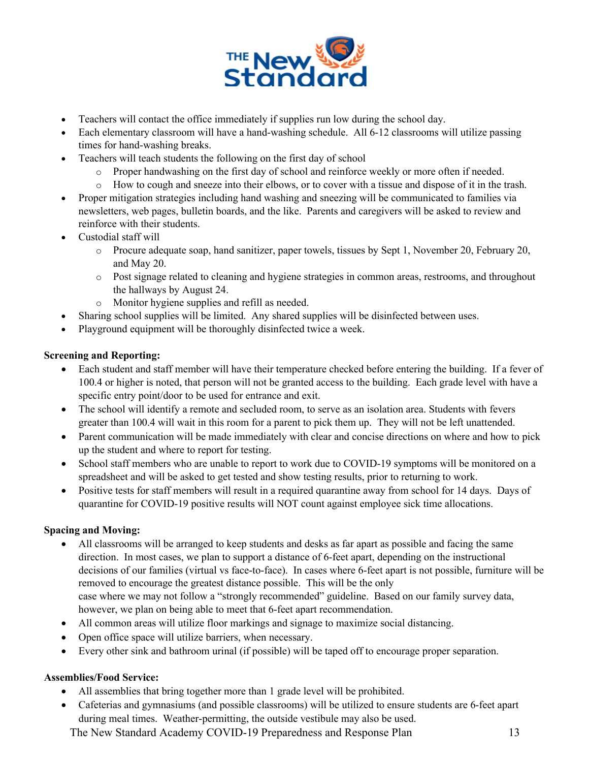- Teachers will contact the office immediately if supplies run low during the school day.
- Each elementary classroom will have a hand-washing schedule. All 6-12 classrooms will utilize passing times for hand-washing breaks.
- Teachers will teach students the following on the first day of school
  - Proper handwashing on the first day of school and reinforce weekly or more often if needed.
  - How to cough and sneeze into their elbows, or to cover with a tissue and dispose of it in the trash.
- Proper mitigation strategies including hand washing and sneezing will be communicated to families via newsletters, web pages, bulletin boards, and the like. Parents and caregivers will be asked to review and reinforce with their students.
- Custodial staff will
  - Procure adequate soap, hand sanitizer, paper towels, tissues by Sept 1, November 20, February 20, and May 20.
  - Post signage related to cleaning and hygiene strategies in common areas, restrooms, and throughout the hallways by August 24.
  - Monitor hygiene supplies and refill as needed.
- Sharing school supplies will be limited. Any shared supplies will be disinfected between uses.
- Playground equipment will be thoroughly disinfected twice a week.

**Screening and Reporting:**

- Each student and staff member will have their temperature checked before entering the building. If a fever of 100.4 or higher is noted, that person will not be granted access to the building. Each grade level with have a specific entry point/door to be used for entrance and exit.
- The school will identify a remote and secluded room, to serve as an isolation area. Students with fevers greater than 100.4 will wait in this room for a parent to pick them up. They will not be left unattended.
- Parent communication will be made immediately with clear and concise directions on where and how to pick up the student and where to report for testing.
- School staff members who are unable to report to work due to COVID-19 symptoms will be monitored on a spreadsheet and will be asked to get tested and show testing results, prior to returning to work.
- Positive tests for staff members will result in a required quarantine away from school for 14 days. Days of quarantine for COVID-19 positive results will NOT count against employee sick time allocations.

**Spacing and Moving:**

- All classrooms will be arranged to keep students and desks as far apart as possible and facing the same direction. In most cases, we plan to support a distance of 6-feet apart, depending on the instructional decisions of our families (virtual vs face-to-face). In cases where 6-feet apart is not possible, furniture will be removed to encourage the greatest distance possible. This will be the only case where we may not follow a "strongly recommended" guideline. Based on our family survey data, however, we plan on being able to meet that 6-feet apart recommendation.
- All common areas will utilize floor markings and signage to maximize social distancing.
- Open office space will utilize barriers, when necessary.
- Every other sink and bathroom urinal (if possible) will be taped off to encourage proper separation.

**Assemblies/Food Service:**

- All assemblies that bring together more than 1 grade level will be prohibited.
- Cafeterias and gymnasiums (and possible classrooms) will be utilized to ensure students are 6-feet apart during meal times. Weather-permitting, the outside vestibule may also be used.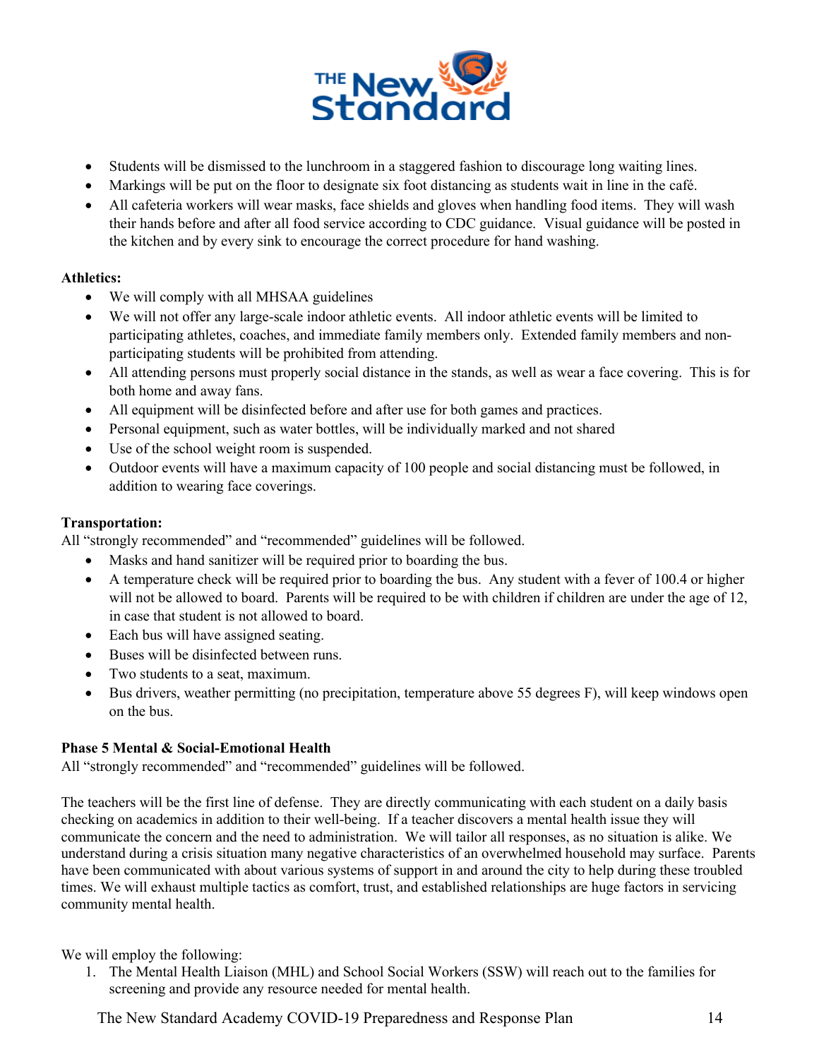- Students will be dismissed to the lunchroom in a staggered fashion to discourage long waiting lines.
- Markings will be put on the floor to designate six foot distancing as students wait in line in the café.
- All cafeteria workers will wear masks, face shields and gloves when handling food items. They will wash their hands before and after all food service according to CDC guidance. Visual guidance will be posted in the kitchen and by every sink to encourage the correct procedure for hand washing.

**Athletics:**

- We will comply with all MHSAA guidelines
- We will not offer any large-scale indoor athletic events. All indoor athletic events will be limited to participating athletes, coaches, and immediate family members only. Extended family members and non-participating students will be prohibited from attending.
- All attending persons must properly social distance in the stands, as well as wear a face covering. This is for both home and away fans.
- All equipment will be disinfected before and after use for both games and practices.
- Personal equipment, such as water bottles, will be individually marked and not shared
- Use of the school weight room is suspended.
- Outdoor events will have a maximum capacity of 100 people and social distancing must be followed, in addition to wearing face coverings.

**Transportation:**

All "strongly recommended" and "recommended" guidelines will be followed.

- Masks and hand sanitizer will be required prior to boarding the bus.
- A temperature check will be required prior to boarding the bus. Any student with a fever of 100.4 or higher will not be allowed to board. Parents will be required to be with children if children are under the age of 12, in case that student is not allowed to board.
- Each bus will have assigned seating.
- Buses will be disinfected between runs.
- Two students to a seat, maximum.
- Bus drivers, weather permitting (no precipitation, temperature above 55 degrees F), will keep windows open on the bus.

**Phase 5 Mental & Social-Emotional Health**

All "strongly recommended" and "recommended" guidelines will be followed.

The teachers will be the first line of defense. They are directly communicating with each student on a daily basis checking on academics in addition to their well-being. If a teacher discovers a mental health issue they will communicate the concern and the need to administration. We will tailor all responses, as no situation is alike. We understand during a crisis situation many negative characteristics of an overwhelmed household may surface. Parents have been communicated with about various systems of support in and around the city to help during these troubled times. We will exhaust multiple tactics as comfort, trust, and established relationships are huge factors in servicing community mental health.

We will employ the following:

1. The Mental Health Liaison (MHL) and School Social Workers (SSW) will reach out to the families for screening and provide any resource needed for mental health.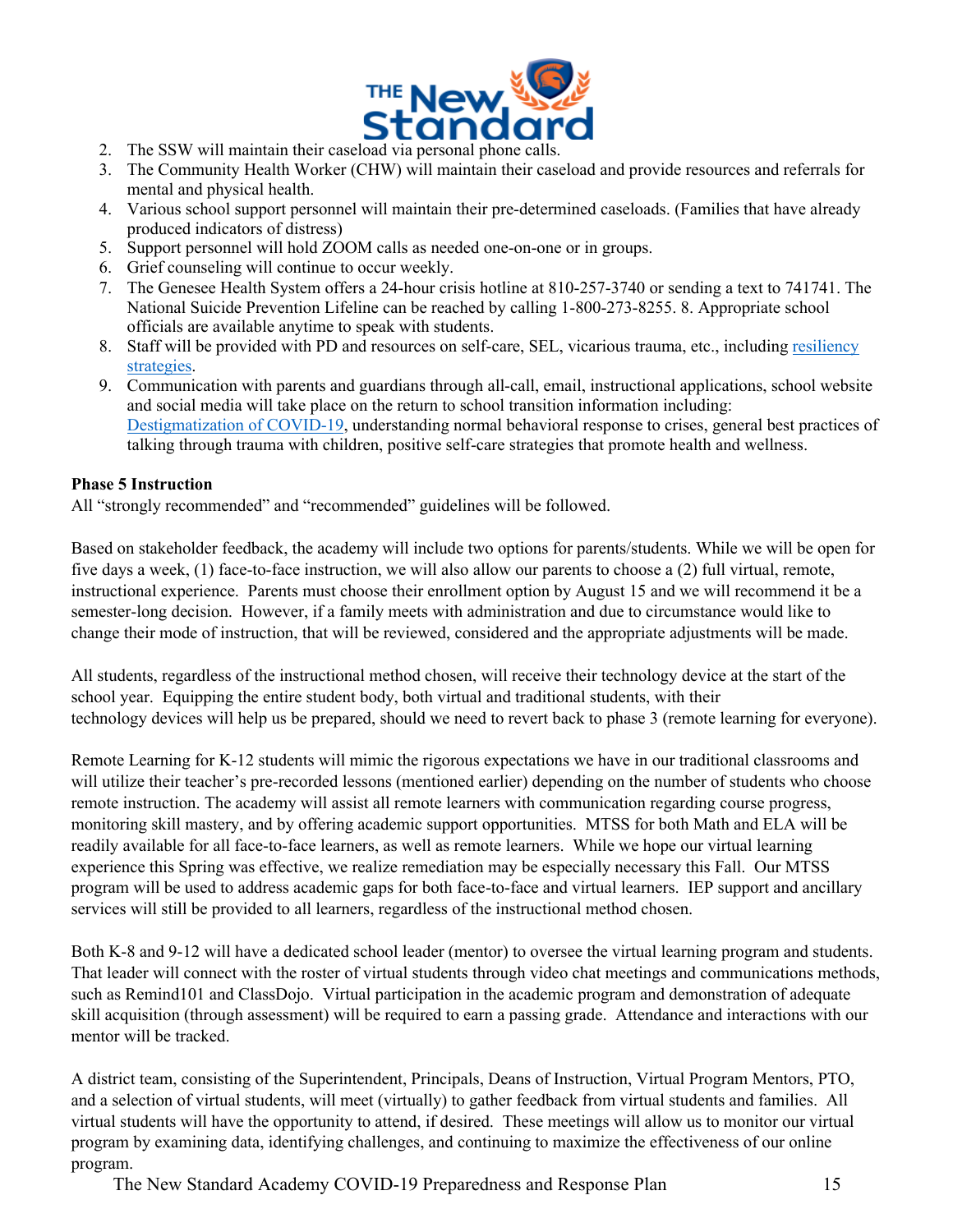2. The SSW will maintain their caseload via personal phone calls.
3. The Community Health Worker (CHW) will maintain their caseload and provide resources and referrals for mental and physical health.
4. Various school support personnel will maintain their pre-determined caseloads. (Families that have already produced indicators of distress)
5. Support personnel will hold ZOOM calls as needed one-on-one or in groups.
6. Grief counseling will continue to occur weekly.
7. The Genesee Health System offers a 24-hour crisis hotline at 810-257-3740 or sending a text to 741741. The National Suicide Prevention Lifeline can be reached by calling 1-800-273-8255. 8. Appropriate school officials are available anytime to speak with students.
8. Staff will be provided with PD and resources on self-care, SEL, vicarious trauma, etc., including resiliency strategies.
9. Communication with parents and guardians through all-call, email, instructional applications, school website and social media will take place on the return to school transition information including: Destigmatization of COVID-19, understanding normal behavioral response to crises, general best practices of talking through trauma with children, positive self-care strategies that promote health and wellness.

**Phase 5 Instruction**

All "strongly recommended" and "recommended" guidelines will be followed.

Based on stakeholder feedback, the academy will include two options for parents/students. While we will be open for five days a week, (1) face-to-face instruction, we will also allow our parents to choose a (2) full virtual, remote, instructional experience. Parents must choose their enrollment option by August 15 and we will recommend it be a semester-long decision. However, if a family meets with administration and due to circumstance would like to change their mode of instruction, that will be reviewed, considered and the appropriate adjustments will be made.

All students, regardless of the instructional method chosen, will receive their technology device at the start of the school year. Equipping the entire student body, both virtual and traditional students, with their technology devices will help us be prepared, should we need to revert back to phase 3 (remote learning for everyone).

Remote Learning for K-12 students will mimic the rigorous expectations we have in our traditional classrooms and will utilize their teacher's pre-recorded lessons (mentioned earlier) depending on the number of students who choose remote instruction. The academy will assist all remote learners with communication regarding course progress, monitoring skill mastery, and by offering academic support opportunities. MTSS for both Math and ELA will be readily available for all face-to-face learners, as well as remote learners. While we hope our virtual learning experience this Spring was effective, we realize remediation may be especially necessary this Fall. Our MTSS program will be used to address academic gaps for both face-to-face and virtual learners. IEP support and ancillary services will still be provided to all learners, regardless of the instructional method chosen.

Both K-8 and 9-12 will have a dedicated school leader (mentor) to oversee the virtual learning program and students. That leader will connect with the roster of virtual students through video chat meetings and communications methods, such as Remind101 and ClassDojo. Virtual participation in the academic program and demonstration of adequate skill acquisition (through assessment) will be required to earn a passing grade. Attendance and interactions with our mentor will be tracked.

A district team, consisting of the Superintendent, Principals, Deans of Instruction, Virtual Program Mentors, PTO, and a selection of virtual students, will meet (virtually) to gather feedback from virtual students and families. All virtual students will have the opportunity to attend, if desired. These meetings will allow us to monitor our virtual program by examining data, identifying challenges, and continuing to maximize the effectiveness of our online program.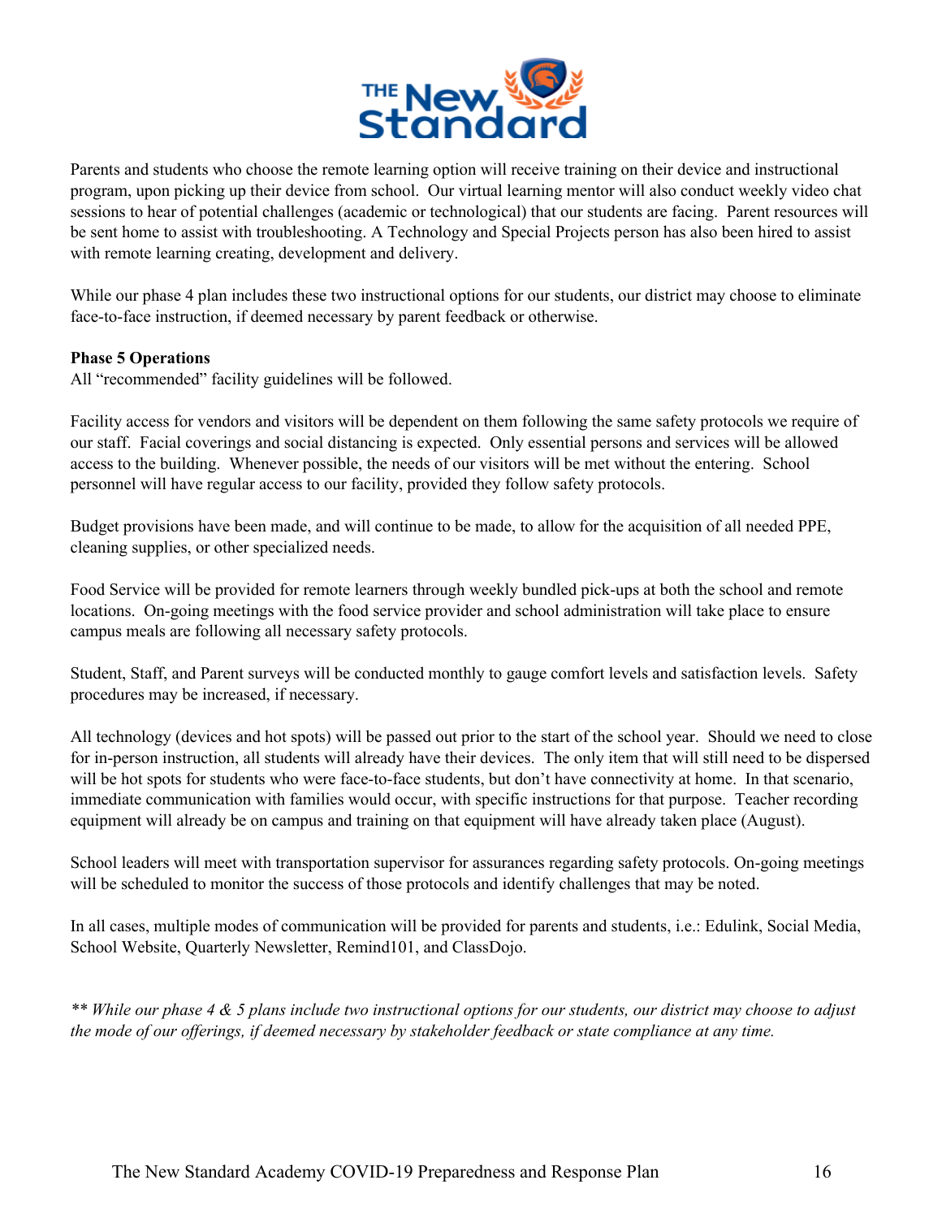Parents and students who choose the remote learning option will receive training on their device and instructional program, upon picking up their device from school. Our virtual learning mentor will also conduct weekly video chat sessions to hear of potential challenges (academic or technological) that our students are facing. Parent resources will be sent home to assist with troubleshooting. A Technology and Special Projects person has also been hired to assist with remote learning creating, development and delivery.

While our phase 4 plan includes these two instructional options for our students, our district may choose to eliminate face-to-face instruction, if deemed necessary by parent feedback or otherwise.

**Phase 5 Operations**

All "recommended" facility guidelines will be followed.

Facility access for vendors and visitors will be dependent on them following the same safety protocols we require of our staff. Facial coverings and social distancing is expected. Only essential persons and services will be allowed access to the building. Whenever possible, the needs of our visitors will be met without the entering. School personnel will have regular access to our facility, provided they follow safety protocols.

Budget provisions have been made, and will continue to be made, to allow for the acquisition of all needed PPE, cleaning supplies, or other specialized needs.

Food Service will be provided for remote learners through weekly bundled pick-ups at both the school and remote locations. On-going meetings with the food service provider and school administration will take place to ensure campus meals are following all necessary safety protocols.

Student, Staff, and Parent surveys will be conducted monthly to gauge comfort levels and satisfaction levels. Safety procedures may be increased, if necessary.

All technology (devices and hot spots) will be passed out prior to the start of the school year. Should we need to close for in-person instruction, all students will already have their devices. The only item that will still need to be dispersed will be hot spots for students who were face-to-face students, but don't have connectivity at home. In that scenario, immediate communication with families would occur, with specific instructions for that purpose. Teacher recording equipment will already be on campus and training on that equipment will have already taken place (August).

School leaders will meet with transportation supervisor for assurances regarding safety protocols. On-going meetings will be scheduled to monitor the success of those protocols and identify challenges that may be noted.

In all cases, multiple modes of communication will be provided for parents and students, i.e.: Edulink, Social Media, School Website, Quarterly Newsletter, Remind101, and ClassDojo.

*\*\* While our phase 4 & 5 plans include two instructional options for our students, our district may choose to adjust the mode of our offerings, if deemed necessary by stakeholder feedback or state compliance at any time.*